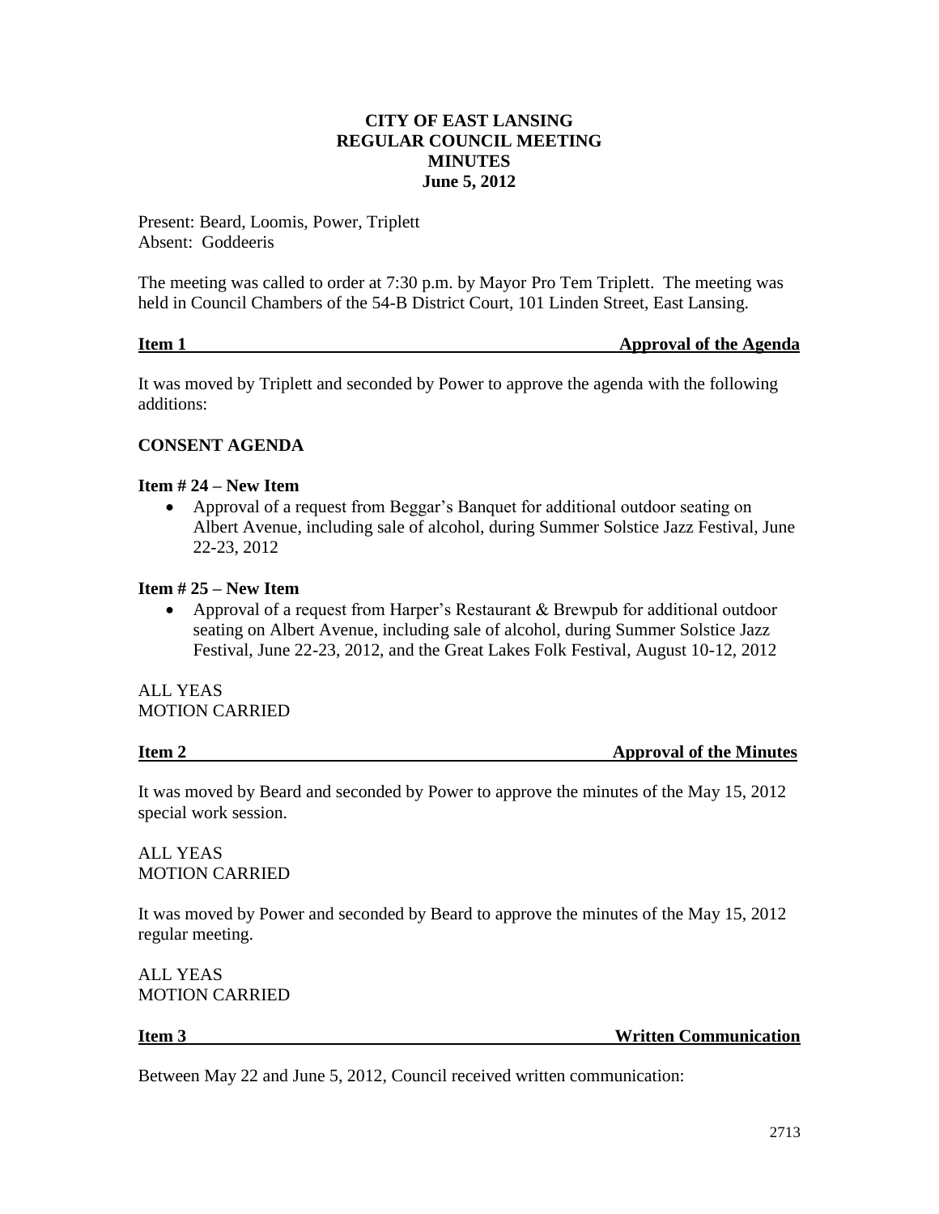**CITY OF EAST LANSING**
**REGULAR COUNCIL MEETING**
**MINUTES**
**June 5, 2012**

Present: Beard, Loomis, Power, Triplett
Absent: Goddeeris

The meeting was called to order at 7:30 p.m. by Mayor Pro Tem Triplett. The meeting was held in Council Chambers of the 54-B District Court, 101 Linden Street, East Lansing.

**Item 1 — Approval of the Agenda**

It was moved by Triplett and seconded by Power to approve the agenda with the following additions:

**CONSENT AGENDA**

**Item # 24 – New Item**

- Approval of a request from Beggar's Banquet for additional outdoor seating on Albert Avenue, including sale of alcohol, during Summer Solstice Jazz Festival, June 22-23, 2012

**Item # 25 – New Item**

- Approval of a request from Harper's Restaurant & Brewpub for additional outdoor seating on Albert Avenue, including sale of alcohol, during Summer Solstice Jazz Festival, June 22-23, 2012, and the Great Lakes Folk Festival, August 10-12, 2012

ALL YEAS
MOTION CARRIED

**Item 2 — Approval of the Minutes**

It was moved by Beard and seconded by Power to approve the minutes of the May 15, 2012 special work session.

ALL YEAS
MOTION CARRIED

It was moved by Power and seconded by Beard to approve the minutes of the May 15, 2012 regular meeting.

ALL YEAS
MOTION CARRIED

**Item 3 — Written Communication**

Between May 22 and June 5, 2012, Council received written communication: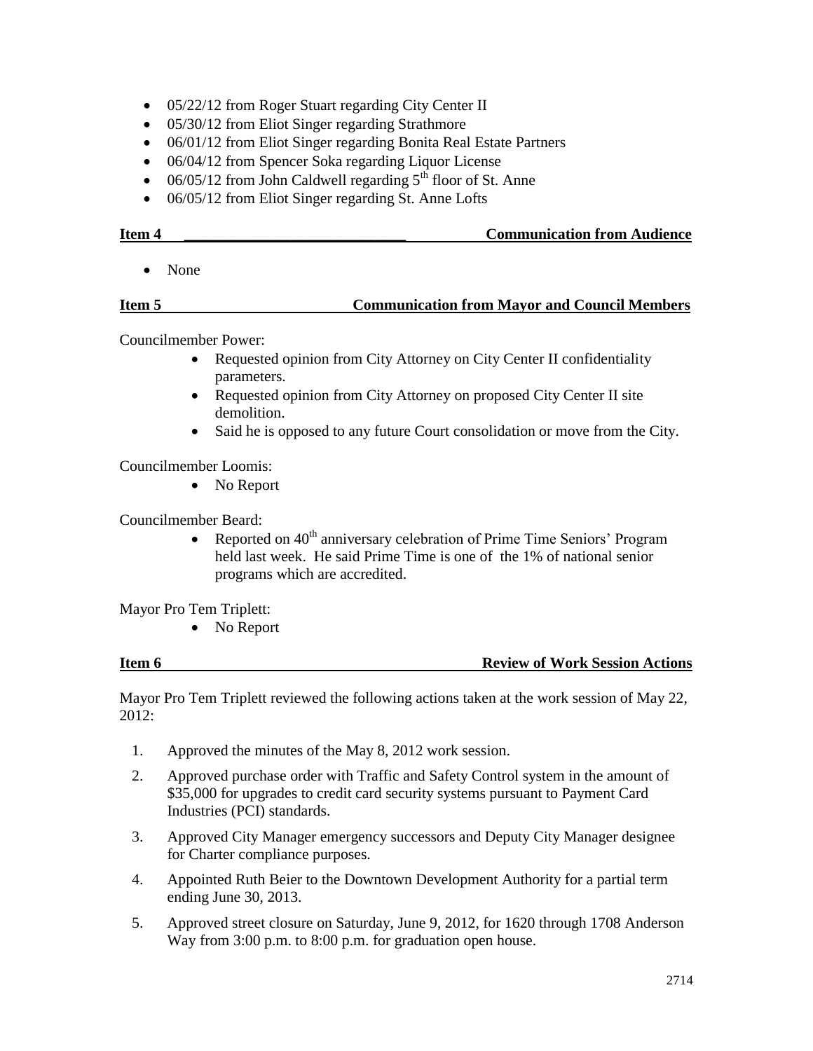- 05/22/12 from Roger Stuart regarding City Center II
- 05/30/12 from Eliot Singer regarding Strathmore
- 06/01/12 from Eliot Singer regarding Bonita Real Estate Partners
- 06/04/12 from Spencer Soka regarding Liquor License
- 06/05/12 from John Caldwell regarding 5th floor of St. Anne
- 06/05/12 from Eliot Singer regarding St. Anne Lofts

**Item 4 Communication from Audience**

- None

**Item 5 Communication from Mayor and Council Members**

Councilmember Power:

- Requested opinion from City Attorney on City Center II confidentiality parameters.
- Requested opinion from City Attorney on proposed City Center II site demolition.
- Said he is opposed to any future Court consolidation or move from the City.

Councilmember Loomis:

- No Report

Councilmember Beard:

- Reported on 40th anniversary celebration of Prime Time Seniors' Program held last week. He said Prime Time is one of the 1% of national senior programs which are accredited.

Mayor Pro Tem Triplett:

- No Report

**Item 6 Review of Work Session Actions**

Mayor Pro Tem Triplett reviewed the following actions taken at the work session of May 22, 2012:

1. Approved the minutes of the May 8, 2012 work session.
2. Approved purchase order with Traffic and Safety Control system in the amount of $35,000 for upgrades to credit card security systems pursuant to Payment Card Industries (PCI) standards.
3. Approved City Manager emergency successors and Deputy City Manager designee for Charter compliance purposes.
4. Appointed Ruth Beier to the Downtown Development Authority for a partial term ending June 30, 2013.
5. Approved street closure on Saturday, June 9, 2012, for 1620 through 1708 Anderson Way from 3:00 p.m. to 8:00 p.m. for graduation open house.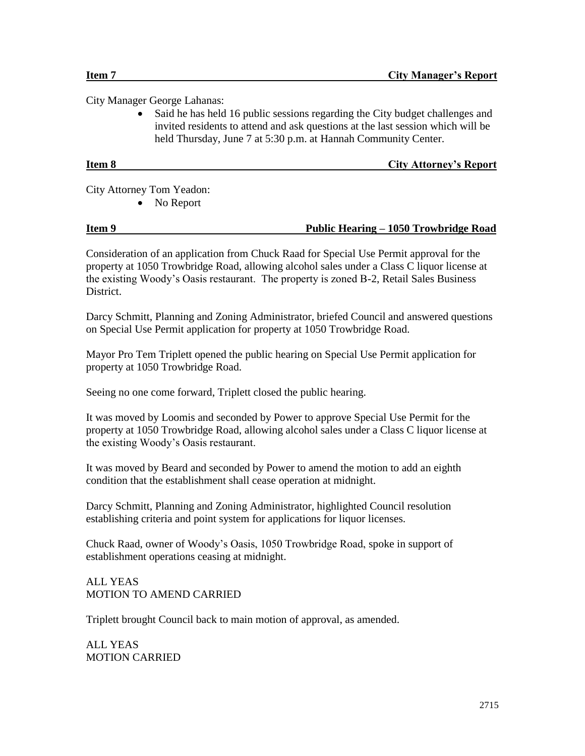**Item 7** **City Manager's Report**

City Manager George Lahanas:

- Said he has held 16 public sessions regarding the City budget challenges and invited residents to attend and ask questions at the last session which will be held Thursday, June 7 at 5:30 p.m. at Hannah Community Center.

**Item 8** **City Attorney's Report**

City Attorney Tom Yeadon:

- No Report

**Item 9** **Public Hearing – 1050 Trowbridge Road**

Consideration of an application from Chuck Raad for Special Use Permit approval for the property at 1050 Trowbridge Road, allowing alcohol sales under a Class C liquor license at the existing Woody's Oasis restaurant. The property is zoned B-2, Retail Sales Business District.

Darcy Schmitt, Planning and Zoning Administrator, briefed Council and answered questions on Special Use Permit application for property at 1050 Trowbridge Road.

Mayor Pro Tem Triplett opened the public hearing on Special Use Permit application for property at 1050 Trowbridge Road.

Seeing no one come forward, Triplett closed the public hearing.

It was moved by Loomis and seconded by Power to approve Special Use Permit for the property at 1050 Trowbridge Road, allowing alcohol sales under a Class C liquor license at the existing Woody's Oasis restaurant.

It was moved by Beard and seconded by Power to amend the motion to add an eighth condition that the establishment shall cease operation at midnight.

Darcy Schmitt, Planning and Zoning Administrator, highlighted Council resolution establishing criteria and point system for applications for liquor licenses.

Chuck Raad, owner of Woody's Oasis, 1050 Trowbridge Road, spoke in support of establishment operations ceasing at midnight.

ALL YEAS
MOTION TO AMEND CARRIED

Triplett brought Council back to main motion of approval, as amended.

ALL YEAS
MOTION CARRIED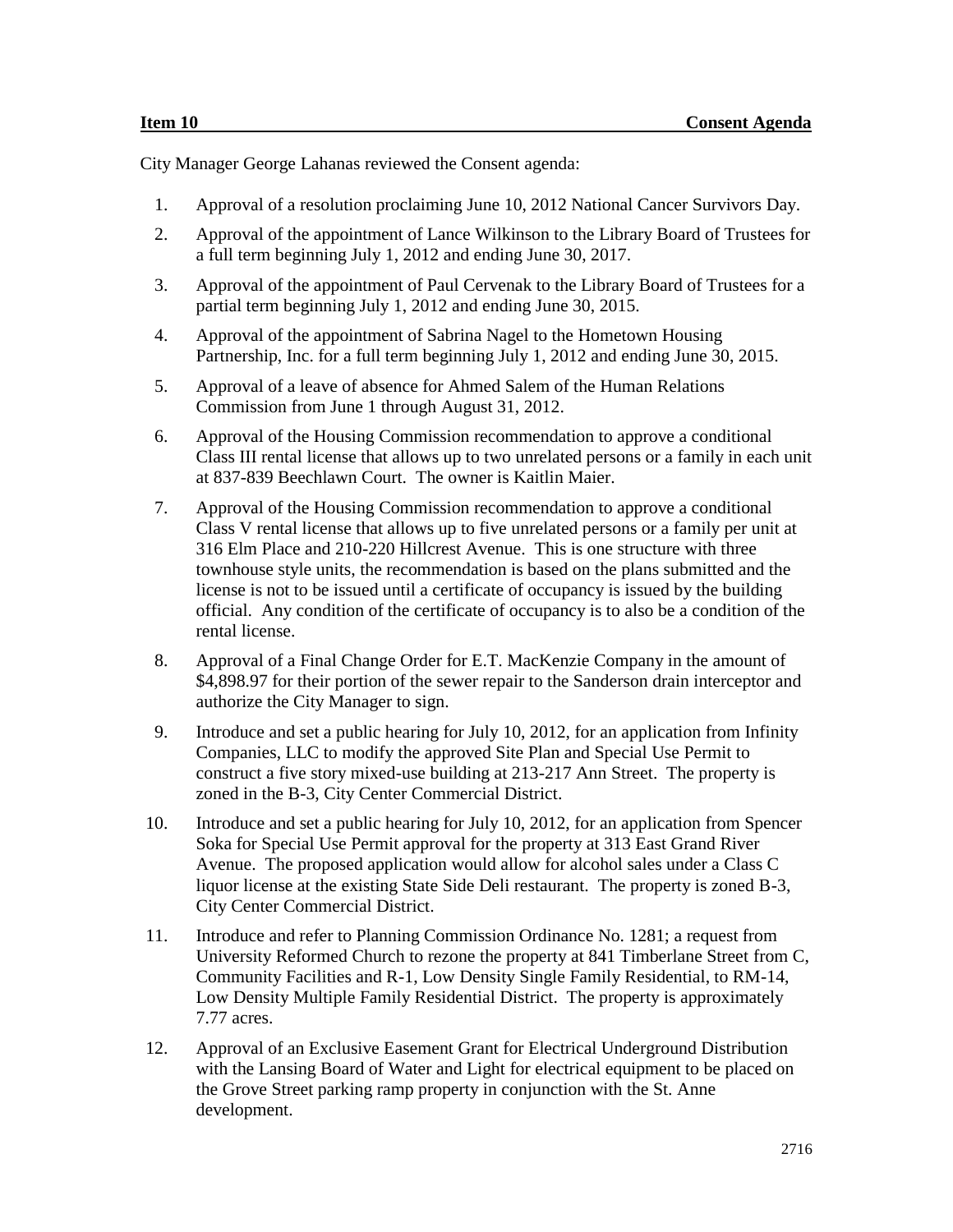**Item 10 Consent Agenda**

City Manager George Lahanas reviewed the Consent agenda:

1. Approval of a resolution proclaiming June 10, 2012 National Cancer Survivors Day.
2. Approval of the appointment of Lance Wilkinson to the Library Board of Trustees for a full term beginning July 1, 2012 and ending June 30, 2017.
3. Approval of the appointment of Paul Cervenak to the Library Board of Trustees for a partial term beginning July 1, 2012 and ending June 30, 2015.
4. Approval of the appointment of Sabrina Nagel to the Hometown Housing Partnership, Inc. for a full term beginning July 1, 2012 and ending June 30, 2015.
5. Approval of a leave of absence for Ahmed Salem of the Human Relations Commission from June 1 through August 31, 2012.
6. Approval of the Housing Commission recommendation to approve a conditional Class III rental license that allows up to two unrelated persons or a family in each unit at 837-839 Beechlawn Court. The owner is Kaitlin Maier.
7. Approval of the Housing Commission recommendation to approve a conditional Class V rental license that allows up to five unrelated persons or a family per unit at 316 Elm Place and 210-220 Hillcrest Avenue. This is one structure with three townhouse style units, the recommendation is based on the plans submitted and the license is not to be issued until a certificate of occupancy is issued by the building official. Any condition of the certificate of occupancy is to also be a condition of the rental license.
8. Approval of a Final Change Order for E.T. MacKenzie Company in the amount of $4,898.97 for their portion of the sewer repair to the Sanderson drain interceptor and authorize the City Manager to sign.
9. Introduce and set a public hearing for July 10, 2012, for an application from Infinity Companies, LLC to modify the approved Site Plan and Special Use Permit to construct a five story mixed-use building at 213-217 Ann Street. The property is zoned in the B-3, City Center Commercial District.
10. Introduce and set a public hearing for July 10, 2012, for an application from Spencer Soka for Special Use Permit approval for the property at 313 East Grand River Avenue. The proposed application would allow for alcohol sales under a Class C liquor license at the existing State Side Deli restaurant. The property is zoned B-3, City Center Commercial District.
11. Introduce and refer to Planning Commission Ordinance No. 1281; a request from University Reformed Church to rezone the property at 841 Timberlane Street from C, Community Facilities and R-1, Low Density Single Family Residential, to RM-14, Low Density Multiple Family Residential District. The property is approximately 7.77 acres.
12. Approval of an Exclusive Easement Grant for Electrical Underground Distribution with the Lansing Board of Water and Light for electrical equipment to be placed on the Grove Street parking ramp property in conjunction with the St. Anne development.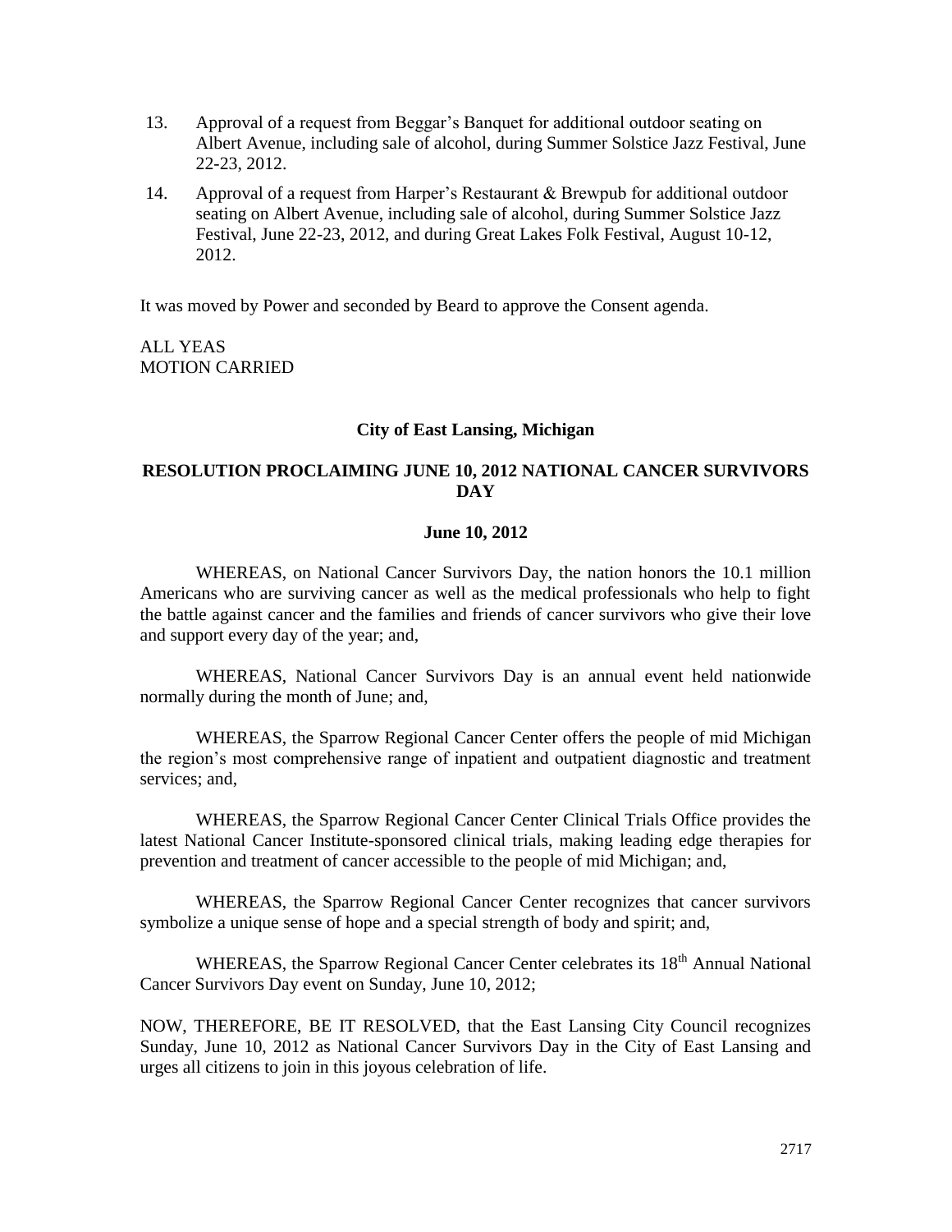13. Approval of a request from Beggar's Banquet for additional outdoor seating on Albert Avenue, including sale of alcohol, during Summer Solstice Jazz Festival, June 22-23, 2012.
14. Approval of a request from Harper's Restaurant & Brewpub for additional outdoor seating on Albert Avenue, including sale of alcohol, during Summer Solstice Jazz Festival, June 22-23, 2012, and during Great Lakes Folk Festival, August 10-12, 2012.

It was moved by Power and seconded by Beard to approve the Consent agenda.

ALL YEAS
MOTION CARRIED

**City of East Lansing, Michigan**

**RESOLUTION PROCLAIMING JUNE 10, 2012 NATIONAL CANCER SURVIVORS DAY**

**June 10, 2012**

WHEREAS, on National Cancer Survivors Day, the nation honors the 10.1 million Americans who are surviving cancer as well as the medical professionals who help to fight the battle against cancer and the families and friends of cancer survivors who give their love and support every day of the year; and,

WHEREAS, National Cancer Survivors Day is an annual event held nationwide normally during the month of June; and,

WHEREAS, the Sparrow Regional Cancer Center offers the people of mid Michigan the region's most comprehensive range of inpatient and outpatient diagnostic and treatment services; and,

WHEREAS, the Sparrow Regional Cancer Center Clinical Trials Office provides the latest National Cancer Institute-sponsored clinical trials, making leading edge therapies for prevention and treatment of cancer accessible to the people of mid Michigan; and,

WHEREAS, the Sparrow Regional Cancer Center recognizes that cancer survivors symbolize a unique sense of hope and a special strength of body and spirit; and,

WHEREAS, the Sparrow Regional Cancer Center celebrates its 18th Annual National Cancer Survivors Day event on Sunday, June 10, 2012;

NOW, THEREFORE, BE IT RESOLVED, that the East Lansing City Council recognizes Sunday, June 10, 2012 as National Cancer Survivors Day in the City of East Lansing and urges all citizens to join in this joyous celebration of life.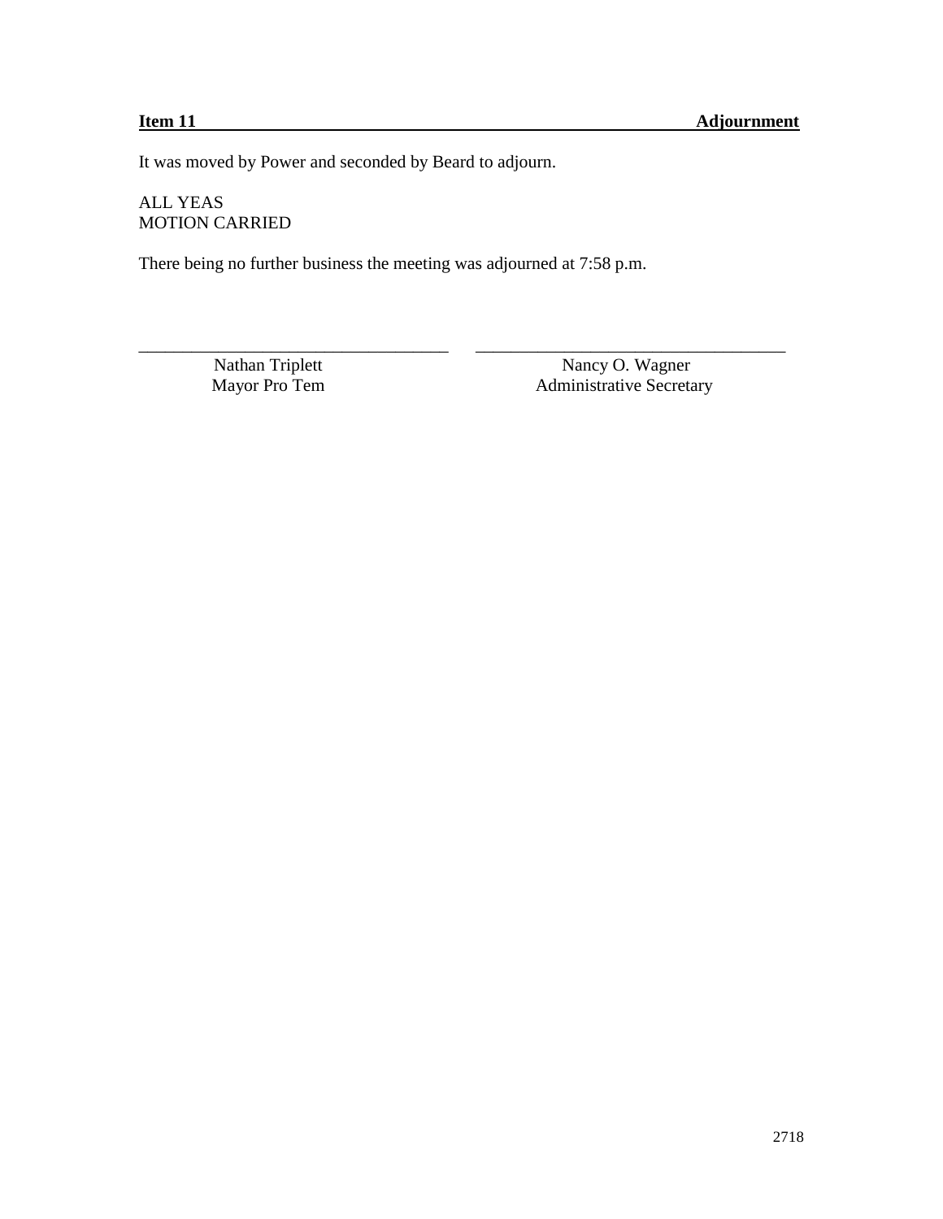**Item 11 Adjournment**

It was moved by Power and seconded by Beard to adjourn.

ALL YEAS
MOTION CARRIED

There being no further business the meeting was adjourned at 7:58 p.m.

___________________________________ ___________________________________

Nathan Triplett
Mayor Pro Tem

Nancy O. Wagner
Administrative Secretary